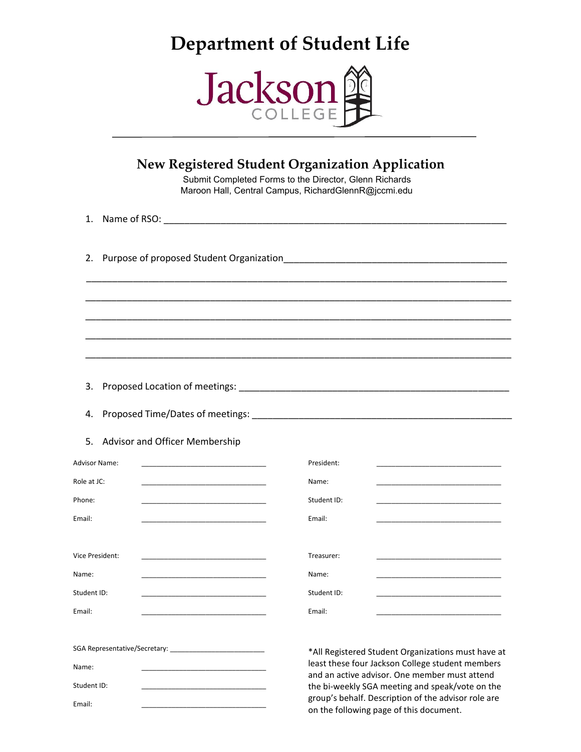# Department of Student Life

Jackson COLLEGE

## New Registered Student Organization Application

Submit Completed Forms to the Director, Glenn Richards
Maroon Hall, Central Campus, RichardGlennR@jccmi.edu

1. Name of RSO: ______________________________________________________________

2. Purpose of proposed Student Organization________________________________________

______________________________________________________________________________

______________________________________________________________________________

______________________________________________________________________________

______________________________________________________________________________

______________________________________________________________________________

3. Proposed Location of meetings: _________________________________________________

4. Proposed Time/Dates of meetings: ______________________________________________

5. Advisor and Officer Membership

| | | | |
|---|---|---|---|
| Advisor Name: | ____________________ | President: | ____________________ |
| Role at JC: | ____________________ | Name: | ____________________ |
| Phone: | ____________________ | Student ID: | ____________________ |
| Email: | ____________________ | Email: | ____________________ |
| | | | |
| Vice President: | ____________________ | Treasurer: | ____________________ |
| Name: | ____________________ | Name: | ____________________ |
| Student ID: | ____________________ | Student ID: | ____________________ |
| Email: | ____________________ | Email: | ____________________ |

SGA Representative/Secretary: ____________________

Name: ____________________

Student ID: ____________________

Email: ____________________

*All Registered Student Organizations must have at least these four Jackson College student members and an active advisor. One member must attend the bi-weekly SGA meeting and speak/vote on the group's behalf. Description of the advisor role are on the following page of this document.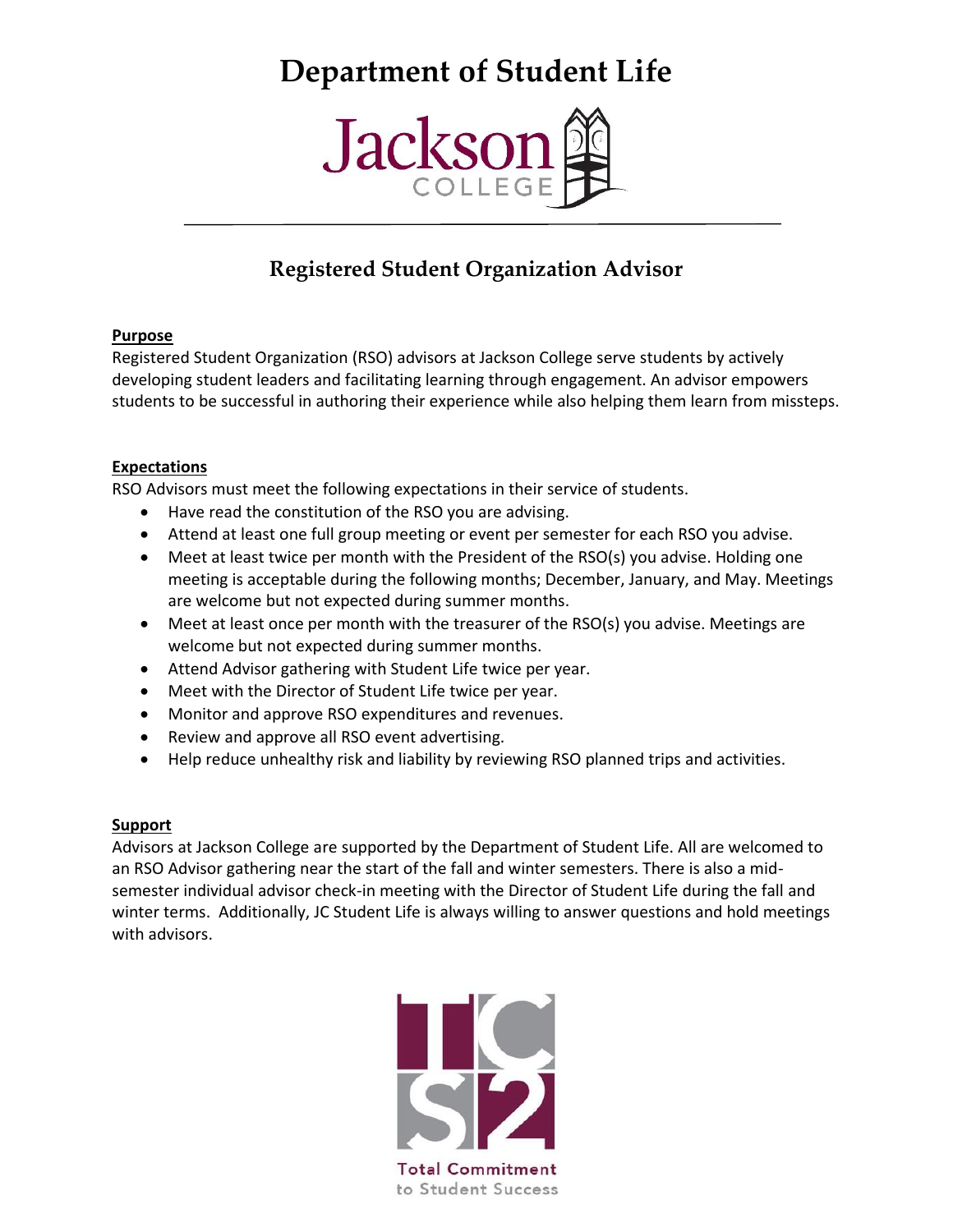# Department of Student Life

## Registered Student Organization Advisor

**Purpose**

Registered Student Organization (RSO) advisors at Jackson College serve students by actively developing student leaders and facilitating learning through engagement. An advisor empowers students to be successful in authoring their experience while also helping them learn from missteps.

**Expectations**

RSO Advisors must meet the following expectations in their service of students.

- Have read the constitution of the RSO you are advising.
- Attend at least one full group meeting or event per semester for each RSO you advise.
- Meet at least twice per month with the President of the RSO(s) you advise. Holding one meeting is acceptable during the following months; December, January, and May. Meetings are welcome but not expected during summer months.
- Meet at least once per month with the treasurer of the RSO(s) you advise. Meetings are welcome but not expected during summer months.
- Attend Advisor gathering with Student Life twice per year.
- Meet with the Director of Student Life twice per year.
- Monitor and approve RSO expenditures and revenues.
- Review and approve all RSO event advertising.
- Help reduce unhealthy risk and liability by reviewing RSO planned trips and activities.

**Support**

Advisors at Jackson College are supported by the Department of Student Life. All are welcomed to an RSO Advisor gathering near the start of the fall and winter semesters. There is also a mid-semester individual advisor check-in meeting with the Director of Student Life during the fall and winter terms. Additionally, JC Student Life is always willing to answer questions and hold meetings with advisors.

Total Commitment to Student Success